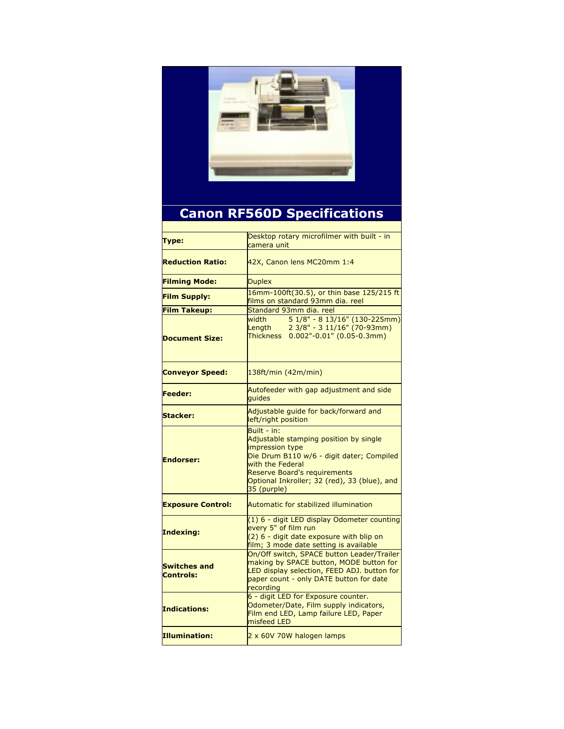# Canon RF560D Specifications

| | |
|---|---|
| **Type:** | Desktop rotary microfilmer with built - in camera unit |
| **Reduction Ratio:** | 42X, Canon lens MC20mm 1:4 |
| **Filming Mode:** | Duplex |
| **Film Supply:** | 16mm-100ft(30.5), or thin base 125/215 ft films on standard 93mm dia. reel |
| **Film Takeup:** | Standard 93mm dia. reel |
| **Document Size:** | width 5 1/8" - 8 13/16" (130-225mm)<br>Length 2 3/8" - 3 11/16" (70-93mm)<br>Thickness 0.002"-0.01" (0.05-0.3mm) |
| **Conveyor Speed:** | 138ft/min (42m/min) |
| **Feeder:** | Autofeeder with gap adjustment and side guides |
| **Stacker:** | Adjustable guide for back/forward and left/right position |
| **Endorser:** | Built - in:<br>Adjustable stamping position by single impression type<br>Die Drum B110 w/6 - digit dater; Compiled with the Federal<br>Reserve Board's requirements<br>Optional Inkroller; 32 (red), 33 (blue), and 35 (purple) |
| **Exposure Control:** | Automatic for stabilized illumination |
| **Indexing:** | (1) 6 - digit LED display Odometer counting every 5" of film run<br>(2) 6 - digit date exposure with blip on film; 3 mode date setting is available |
| **Switches and Controls:** | On/Off switch, SPACE button Leader/Trailer making by SPACE button, MODE button for LED display selection, FEED ADJ. button for paper count - only DATE button for date recording |
| **Indications:** | 6 - digit LED for Exposure counter. Odometer/Date, Film supply indicators, Film end LED, Lamp failure LED, Paper misfeed LED |
| **Illumination:** | 2 x 60V 70W halogen lamps |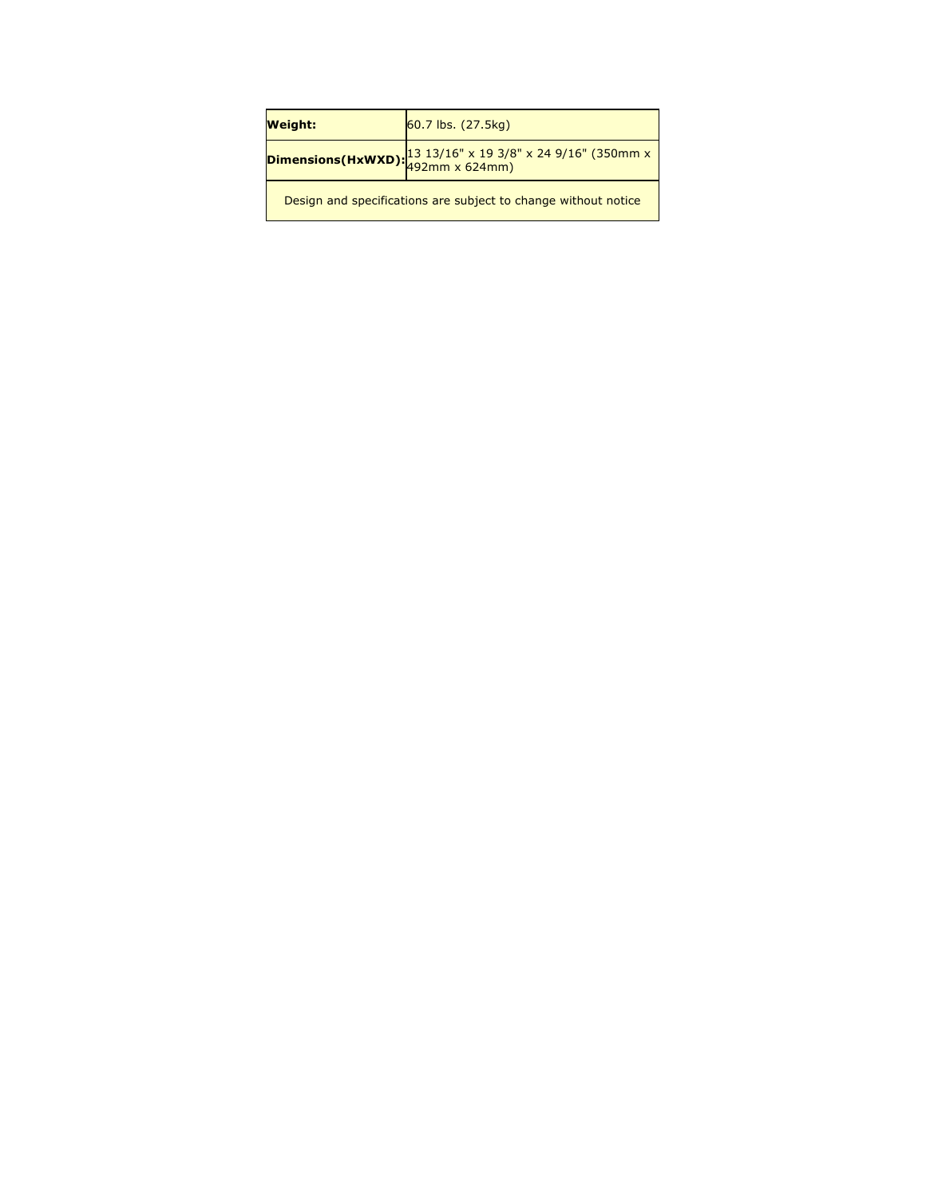| | |
|---|---|
| **Weight:** | 60.7 lbs. (27.5kg) |
| **Dimensions(HxWXD):** | 13 13/16" x 19 3/8" x 24 9/16" (350mm x 492mm x 624mm) |
| Design and specifications are subject to change without notice | |